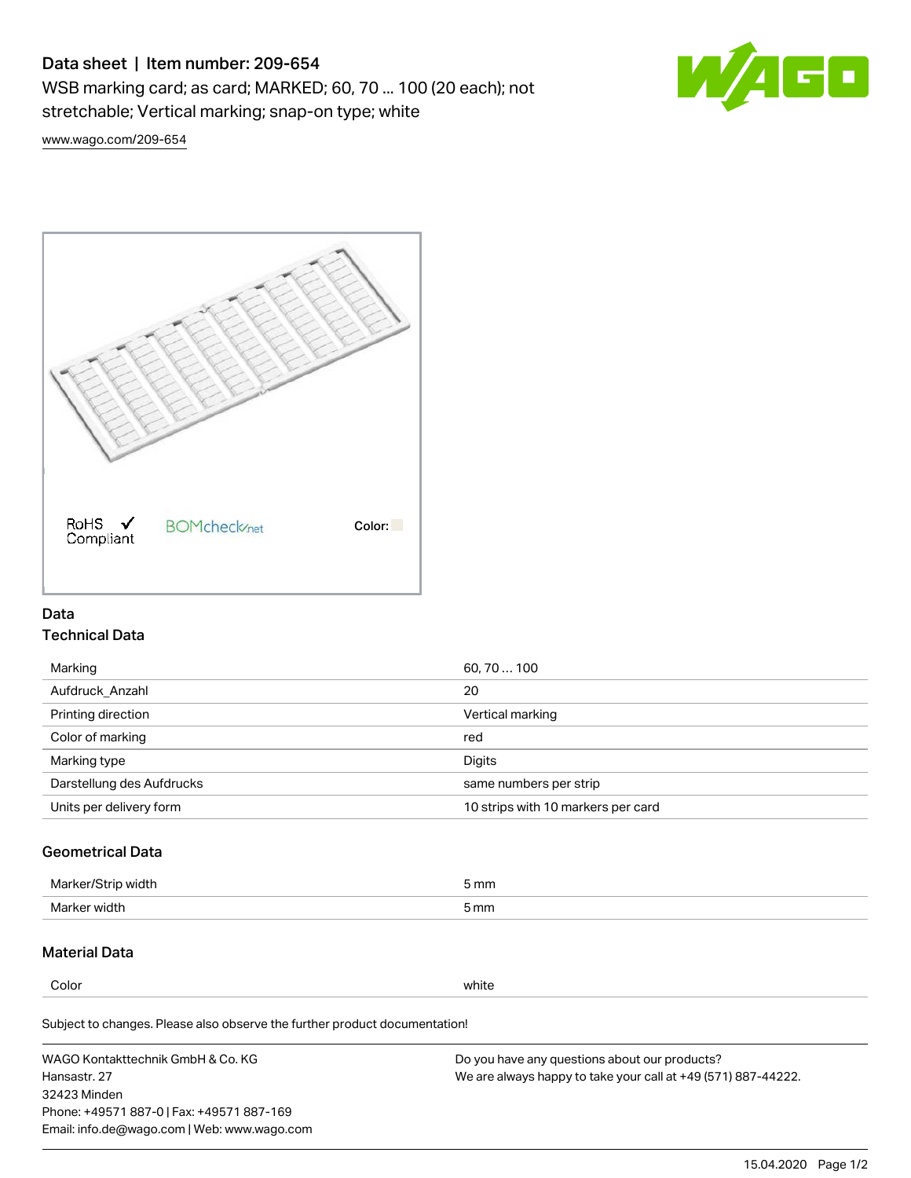# Data sheet | Item number: 209-654

WSB marking card; as card; MARKED; 60, 70 ... 100 (20 each); not stretchable; Vertical marking; snap-on type; white

www.wago.com/209-654

RoHS Compliant  BOMcheck.net  Color:

## Data

### Technical Data

| | |
|---|---|
| Marking | 60, 70 ... 100 |
| Aufdruck_Anzahl | 20 |
| Printing direction | Vertical marking |
| Color of marking | red |
| Marking type | Digits |
| Darstellung des Aufdrucks | same numbers per strip |
| Units per delivery form | 10 strips with 10 markers per card |

### Geometrical Data

| | |
|---|---|
| Marker/Strip width | 5 mm |
| Marker width | 5 mm |

### Material Data

| | |
|---|---|
| Color | white |

Subject to changes. Please also observe the further product documentation!

WAGO Kontakttechnik GmbH & Co. KG
Hansastr. 27
32423 Minden
Phone: +49571 887-0 | Fax: +49571 887-169
Email: info.de@wago.com | Web: www.wago.com

Do you have any questions about our products?
We are always happy to take your call at +49 (571) 887-44222.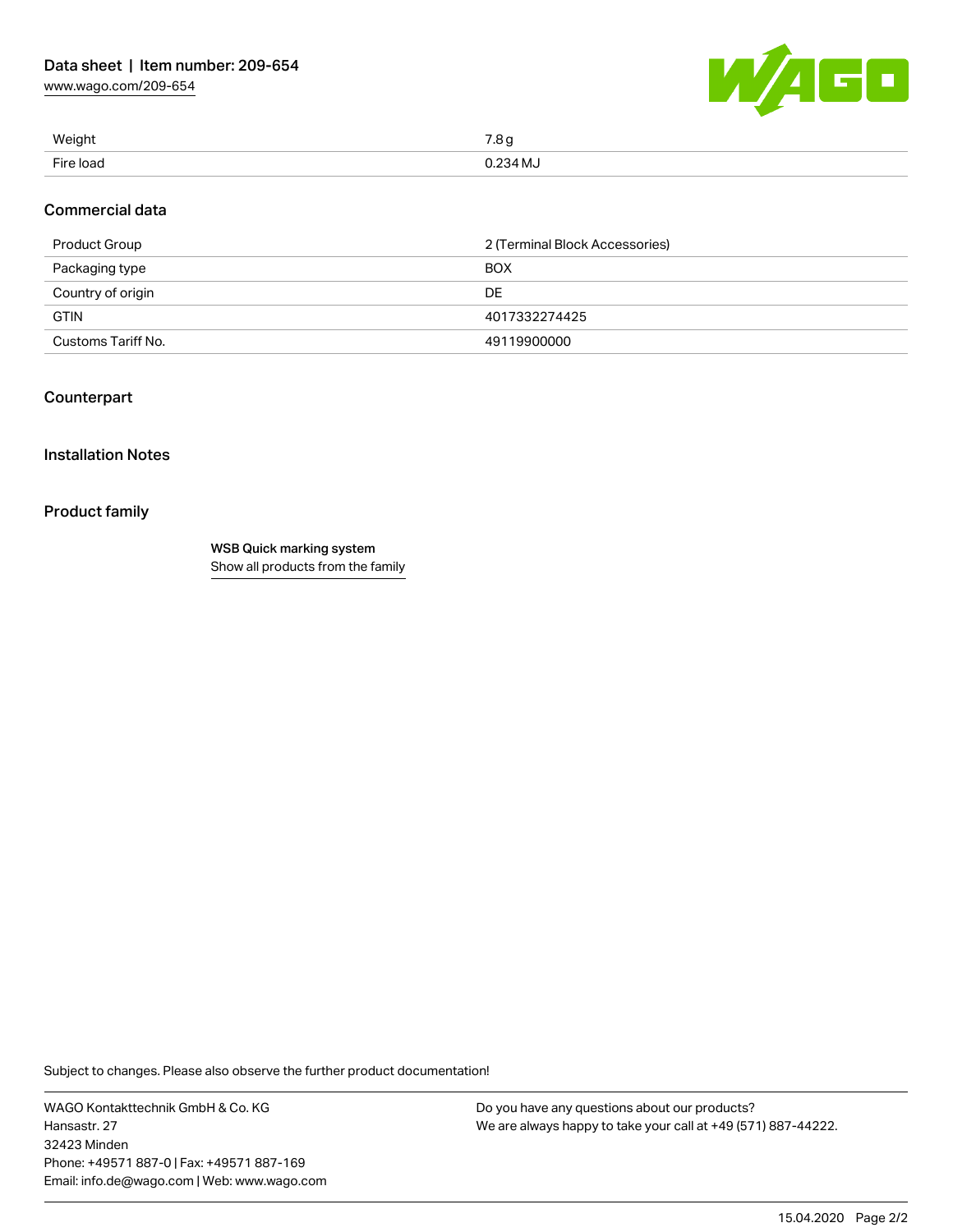| | |
|---|---|
| Weight | 7.8 g |
| Fire load | 0.234 MJ |

## Commercial data

| | |
|---|---|
| Product Group | 2 (Terminal Block Accessories) |
| Packaging type | BOX |
| Country of origin | DE |
| GTIN | 4017332274425 |
| Customs Tariff No. | 49119900000 |

## Counterpart

## Installation Notes

## Product family

**WSB Quick marking system**
Show all products from the family

Subject to changes. Please also observe the further product documentation!

WAGO Kontakttechnik GmbH & Co. KG
Hansastr. 27
32423 Minden
Phone: +49571 887-0 | Fax: +49571 887-169
Email: info.de@wago.com | Web: www.wago.com

Do you have any questions about our products?
We are always happy to take your call at +49 (571) 887-44222.

15.04.2020